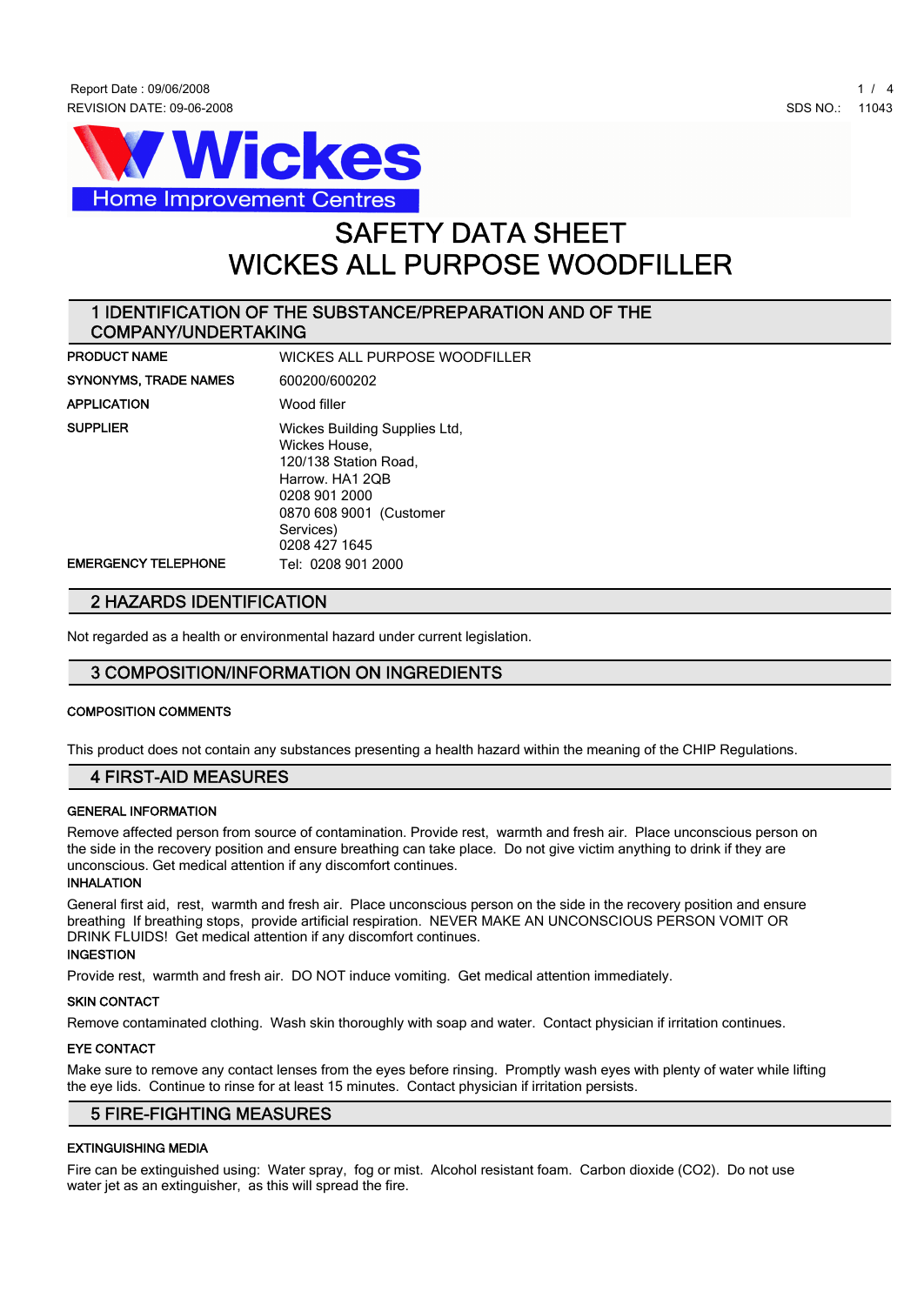Report Date : 09/06/2008

REVISION DATE: 09-06-2008

SDS NO.: 11043

Wickes Home Improvement Centres

# SAFETY DATA SHEET
# WICKES ALL PURPOSE WOODFILLER

## 1 IDENTIFICATION OF THE SUBSTANCE/PREPARATION AND OF THE COMPANY/UNDERTAKING

| | |
|---|---|
| **PRODUCT NAME** | WICKES ALL PURPOSE WOODFILLER |
| **SYNONYMS, TRADE NAMES** | 600200/600202 |
| **APPLICATION** | Wood filler |
| **SUPPLIER** | Wickes Building Supplies Ltd, Wickes House, 120/138 Station Road, Harrow. HA1 2QB 0208 901 2000 0870 608 9001 (Customer Services) 0208 427 1645 |
| **EMERGENCY TELEPHONE** | Tel: 0208 901 2000 |

## 2 HAZARDS IDENTIFICATION

Not regarded as a health or environmental hazard under current legislation.

## 3 COMPOSITION/INFORMATION ON INGREDIENTS

**COMPOSITION COMMENTS**

This product does not contain any substances presenting a health hazard within the meaning of the CHIP Regulations.

## 4 FIRST-AID MEASURES

**GENERAL INFORMATION**

Remove affected person from source of contamination. Provide rest, warmth and fresh air. Place unconscious person on the side in the recovery position and ensure breathing can take place. Do not give victim anything to drink if they are unconscious. Get medical attention if any discomfort continues.

**INHALATION**

General first aid, rest, warmth and fresh air. Place unconscious person on the side in the recovery position and ensure breathing If breathing stops, provide artificial respiration. NEVER MAKE AN UNCONSCIOUS PERSON VOMIT OR DRINK FLUIDS! Get medical attention if any discomfort continues.

**INGESTION**

Provide rest, warmth and fresh air. DO NOT induce vomiting. Get medical attention immediately.

**SKIN CONTACT**

Remove contaminated clothing. Wash skin thoroughly with soap and water. Contact physician if irritation continues.

**EYE CONTACT**

Make sure to remove any contact lenses from the eyes before rinsing. Promptly wash eyes with plenty of water while lifting the eye lids. Continue to rinse for at least 15 minutes. Contact physician if irritation persists.

## 5 FIRE-FIGHTING MEASURES

**EXTINGUISHING MEDIA**

Fire can be extinguished using: Water spray, fog or mist. Alcohol resistant foam. Carbon dioxide ($CO_2$). Do not use water jet as an extinguisher, as this will spread the fire.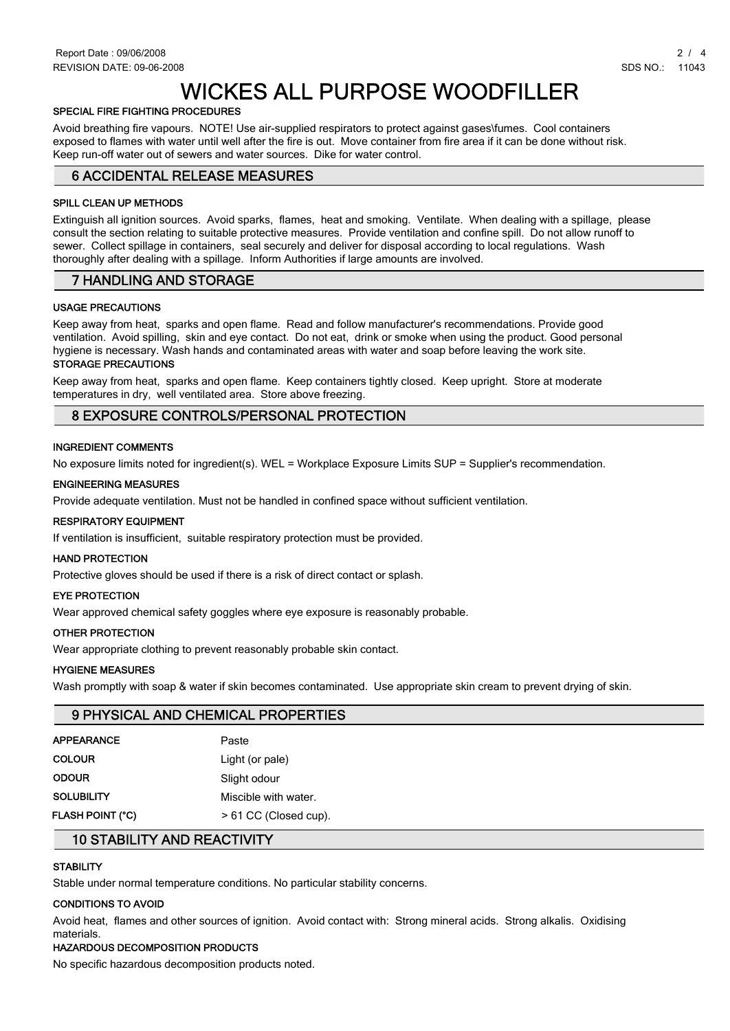# WICKES ALL PURPOSE WOODFILLER

#### SPECIAL FIRE FIGHTING PROCEDURES

Avoid breathing fire vapours. NOTE! Use air-supplied respirators to protect against gases\fumes. Cool containers exposed to flames with water until well after the fire is out. Move container from fire area if it can be done without risk. Keep run-off water out of sewers and water sources. Dike for water control.

## 6 ACCIDENTAL RELEASE MEASURES

#### SPILL CLEAN UP METHODS

Extinguish all ignition sources. Avoid sparks, flames, heat and smoking. Ventilate. When dealing with a spillage, please consult the section relating to suitable protective measures. Provide ventilation and confine spill. Do not allow runoff to sewer. Collect spillage in containers, seal securely and deliver for disposal according to local regulations. Wash thoroughly after dealing with a spillage. Inform Authorities if large amounts are involved.

## 7 HANDLING AND STORAGE

#### USAGE PRECAUTIONS

Keep away from heat, sparks and open flame. Read and follow manufacturer's recommendations. Provide good ventilation. Avoid spilling, skin and eye contact. Do not eat, drink or smoke when using the product. Good personal hygiene is necessary. Wash hands and contaminated areas with water and soap before leaving the work site.

#### STORAGE PRECAUTIONS

Keep away from heat, sparks and open flame. Keep containers tightly closed. Keep upright. Store at moderate temperatures in dry, well ventilated area. Store above freezing.

## 8 EXPOSURE CONTROLS/PERSONAL PROTECTION

#### INGREDIENT COMMENTS

No exposure limits noted for ingredient(s). WEL = Workplace Exposure Limits SUP = Supplier's recommendation.

#### ENGINEERING MEASURES

Provide adequate ventilation. Must not be handled in confined space without sufficient ventilation.

#### RESPIRATORY EQUIPMENT

If ventilation is insufficient, suitable respiratory protection must be provided.

#### HAND PROTECTION

Protective gloves should be used if there is a risk of direct contact or splash.

#### EYE PROTECTION

Wear approved chemical safety goggles where eye exposure is reasonably probable.

#### OTHER PROTECTION

Wear appropriate clothing to prevent reasonably probable skin contact.

#### HYGIENE MEASURES

Wash promptly with soap & water if skin becomes contaminated. Use appropriate skin cream to prevent drying of skin.

## 9 PHYSICAL AND CHEMICAL PROPERTIES

| | |
|---|---|
| **APPEARANCE** | Paste |
| **COLOUR** | Light (or pale) |
| **ODOUR** | Slight odour |
| **SOLUBILITY** | Miscible with water. |
| **FLASH POINT (°C)** | > 61 CC (Closed cup). |

## 10 STABILITY AND REACTIVITY

#### STABILITY

Stable under normal temperature conditions. No particular stability concerns.

#### CONDITIONS TO AVOID

Avoid heat, flames and other sources of ignition. Avoid contact with: Strong mineral acids. Strong alkalis. Oxidising materials.

#### HAZARDOUS DECOMPOSITION PRODUCTS

No specific hazardous decomposition products noted.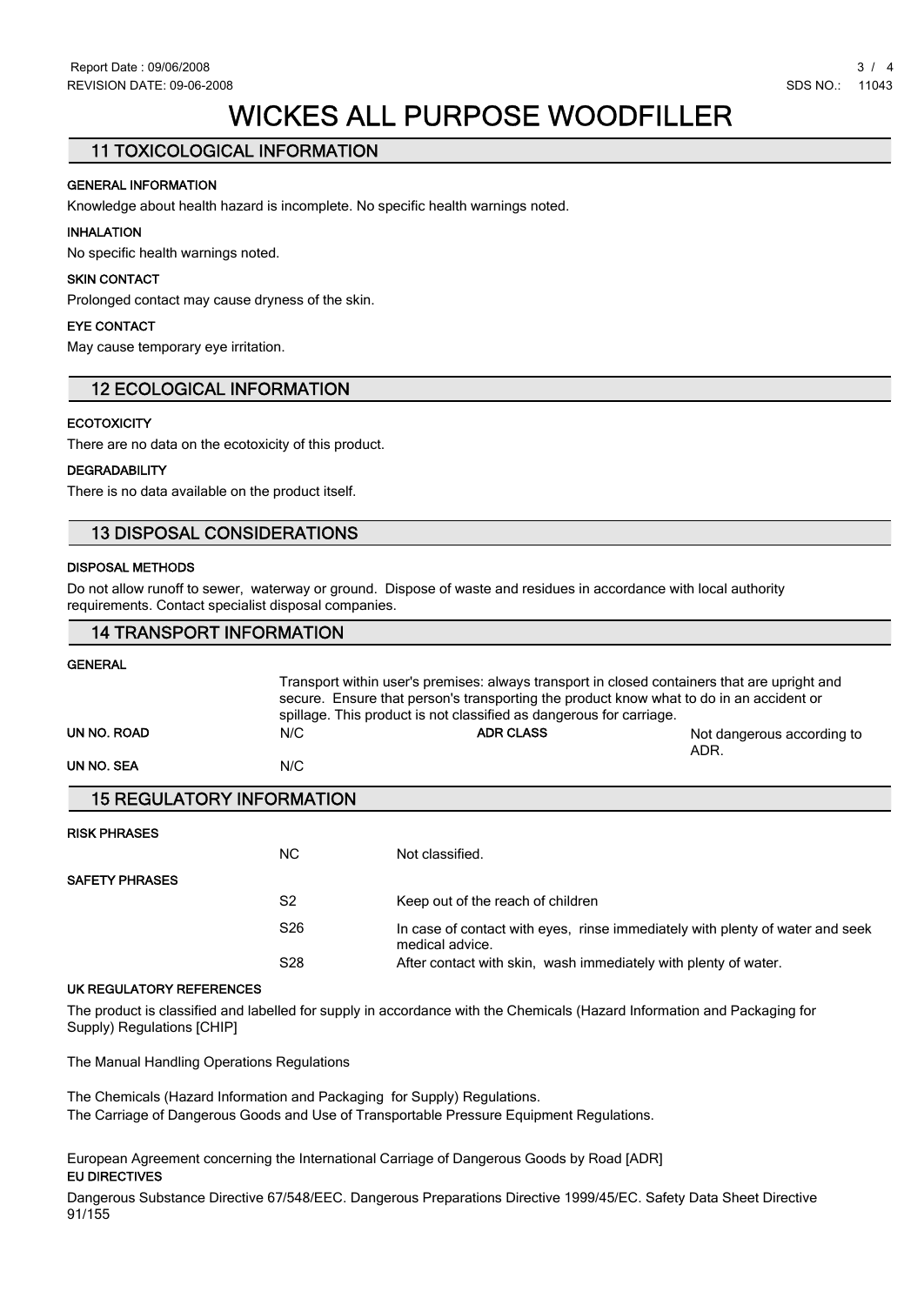# WICKES ALL PURPOSE WOODFILLER

## 11 TOXICOLOGICAL INFORMATION

**GENERAL INFORMATION**

Knowledge about health hazard is incomplete. No specific health warnings noted.

**INHALATION**

No specific health warnings noted.

**SKIN CONTACT**

Prolonged contact may cause dryness of the skin.

**EYE CONTACT**

May cause temporary eye irritation.

## 12 ECOLOGICAL INFORMATION

**ECOTOXICITY**

There are no data on the ecotoxicity of this product.

**DEGRADABILITY**

There is no data available on the product itself.

## 13 DISPOSAL CONSIDERATIONS

**DISPOSAL METHODS**

Do not allow runoff to sewer, waterway or ground. Dispose of waste and residues in accordance with local authority requirements. Contact specialist disposal companies.

## 14 TRANSPORT INFORMATION

**GENERAL**

Transport within user's premises: always transport in closed containers that are upright and secure. Ensure that person's transporting the product know what to do in an accident or spillage. This product is not classified as dangerous for carriage.

| | | | |
|---|---|---|---|
| **UN NO. ROAD** | N/C | **ADR CLASS** | Not dangerous according to ADR. |
| **UN NO. SEA** | N/C | | |

## 15 REGULATORY INFORMATION

**RISK PHRASES**

| | |
|---|---|
| NC | Not classified. |

**SAFETY PHRASES**

| | |
|---|---|
| S2 | Keep out of the reach of children |
| S26 | In case of contact with eyes, rinse immediately with plenty of water and seek medical advice. |
| S28 | After contact with skin, wash immediately with plenty of water. |

**UK REGULATORY REFERENCES**

The product is classified and labelled for supply in accordance with the Chemicals (Hazard Information and Packaging for Supply) Regulations [CHIP]

The Manual Handling Operations Regulations

The Chemicals (Hazard Information and Packaging for Supply) Regulations.
The Carriage of Dangerous Goods and Use of Transportable Pressure Equipment Regulations.

European Agreement concerning the International Carriage of Dangerous Goods by Road [ADR]

**EU DIRECTIVES**

Dangerous Substance Directive 67/548/EEC. Dangerous Preparations Directive 1999/45/EC. Safety Data Sheet Directive 91/155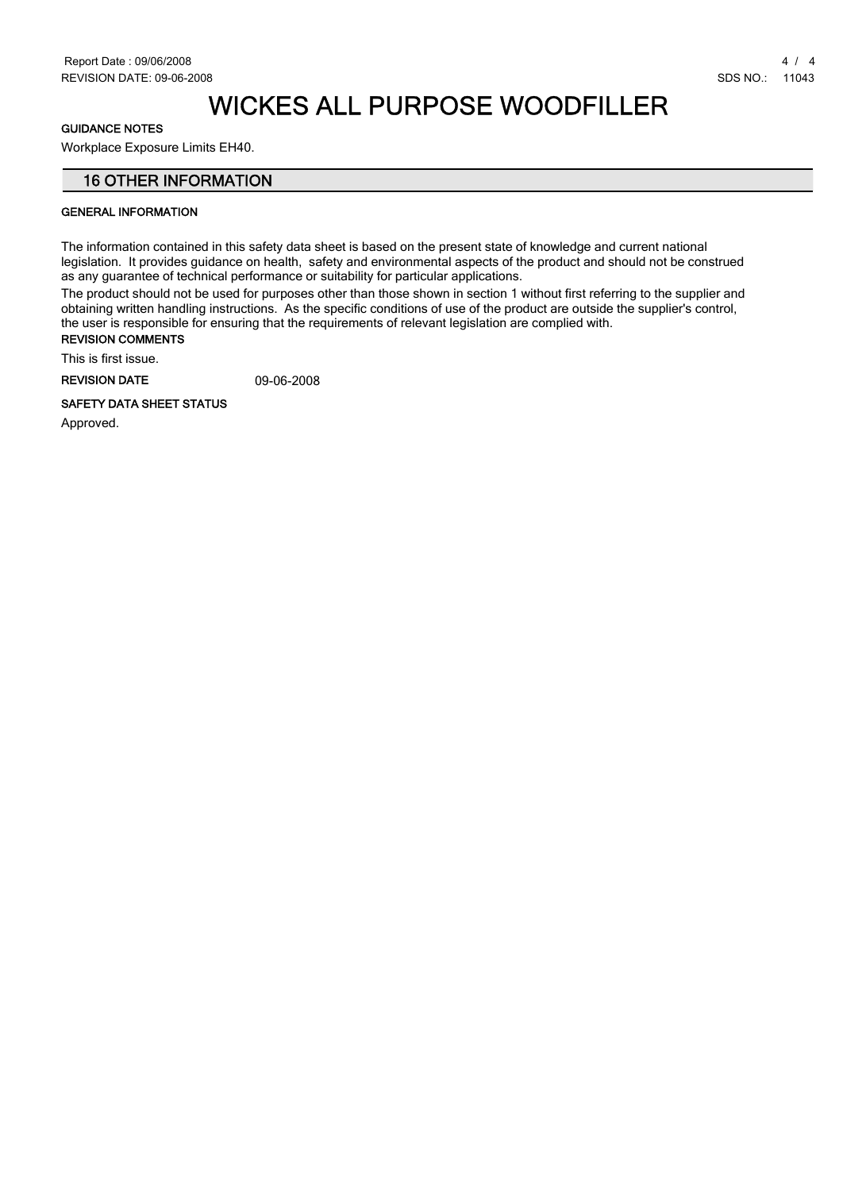# WICKES ALL PURPOSE WOODFILLER

**GUIDANCE NOTES**

Workplace Exposure Limits EH40.

## 16 OTHER INFORMATION

**GENERAL INFORMATION**

The information contained in this safety data sheet is based on the present state of knowledge and current national legislation. It provides guidance on health, safety and environmental aspects of the product and should not be construed as any guarantee of technical performance or suitability for particular applications.

The product should not be used for purposes other than those shown in section 1 without first referring to the supplier and obtaining written handling instructions. As the specific conditions of use of the product are outside the supplier's control, the user is responsible for ensuring that the requirements of relevant legislation are complied with.

**REVISION COMMENTS**

This is first issue.

**REVISION DATE** 09-06-2008

**SAFETY DATA SHEET STATUS**

Approved.